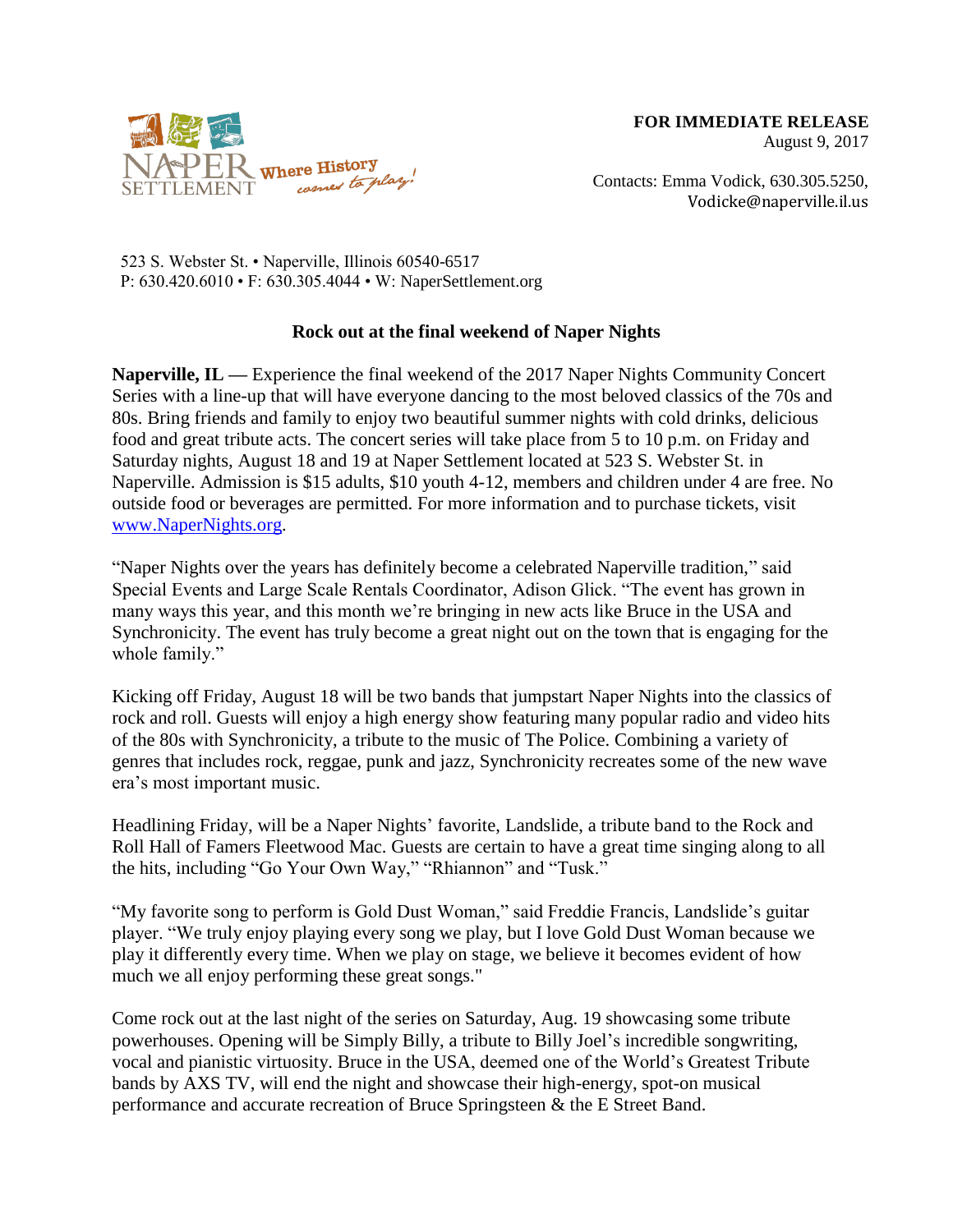NAPER SETTLEMENT Where History comes to play!

**FOR IMMEDIATE RELEASE**
August 9, 2017

Contacts: Emma Vodick, 630.305.5250,
Vodicke@naperville.il.us

523 S. Webster St. • Naperville, Illinois 60540-6517
P: 630.420.6010 • F: 630.305.4044 • W: NaperSettlement.org

## Rock out at the final weekend of Naper Nights

**Naperville, IL —** Experience the final weekend of the 2017 Naper Nights Community Concert Series with a line-up that will have everyone dancing to the most beloved classics of the 70s and 80s. Bring friends and family to enjoy two beautiful summer nights with cold drinks, delicious food and great tribute acts. The concert series will take place from 5 to 10 p.m. on Friday and Saturday nights, August 18 and 19 at Naper Settlement located at 523 S. Webster St. in Naperville. Admission is $15 adults, $10 youth 4-12, members and children under 4 are free. No outside food or beverages are permitted. For more information and to purchase tickets, visit [www.NaperNights.org](www.NaperNights.org).

"Naper Nights over the years has definitely become a celebrated Naperville tradition," said Special Events and Large Scale Rentals Coordinator, Adison Glick. "The event has grown in many ways this year, and this month we're bringing in new acts like Bruce in the USA and Synchronicity. The event has truly become a great night out on the town that is engaging for the whole family."

Kicking off Friday, August 18 will be two bands that jumpstart Naper Nights into the classics of rock and roll. Guests will enjoy a high energy show featuring many popular radio and video hits of the 80s with Synchronicity, a tribute to the music of The Police. Combining a variety of genres that includes rock, reggae, punk and jazz, Synchronicity recreates some of the new wave era's most important music.

Headlining Friday, will be a Naper Nights' favorite, Landslide, a tribute band to the Rock and Roll Hall of Famers Fleetwood Mac. Guests are certain to have a great time singing along to all the hits, including "Go Your Own Way," "Rhiannon" and "Tusk."

"My favorite song to perform is Gold Dust Woman," said Freddie Francis, Landslide's guitar player. "We truly enjoy playing every song we play, but I love Gold Dust Woman because we play it differently every time. When we play on stage, we believe it becomes evident of how much we all enjoy performing these great songs."

Come rock out at the last night of the series on Saturday, Aug. 19 showcasing some tribute powerhouses. Opening will be Simply Billy, a tribute to Billy Joel's incredible songwriting, vocal and pianistic virtuosity. Bruce in the USA, deemed one of the World's Greatest Tribute bands by AXS TV, will end the night and showcase their high-energy, spot-on musical performance and accurate recreation of Bruce Springsteen & the E Street Band.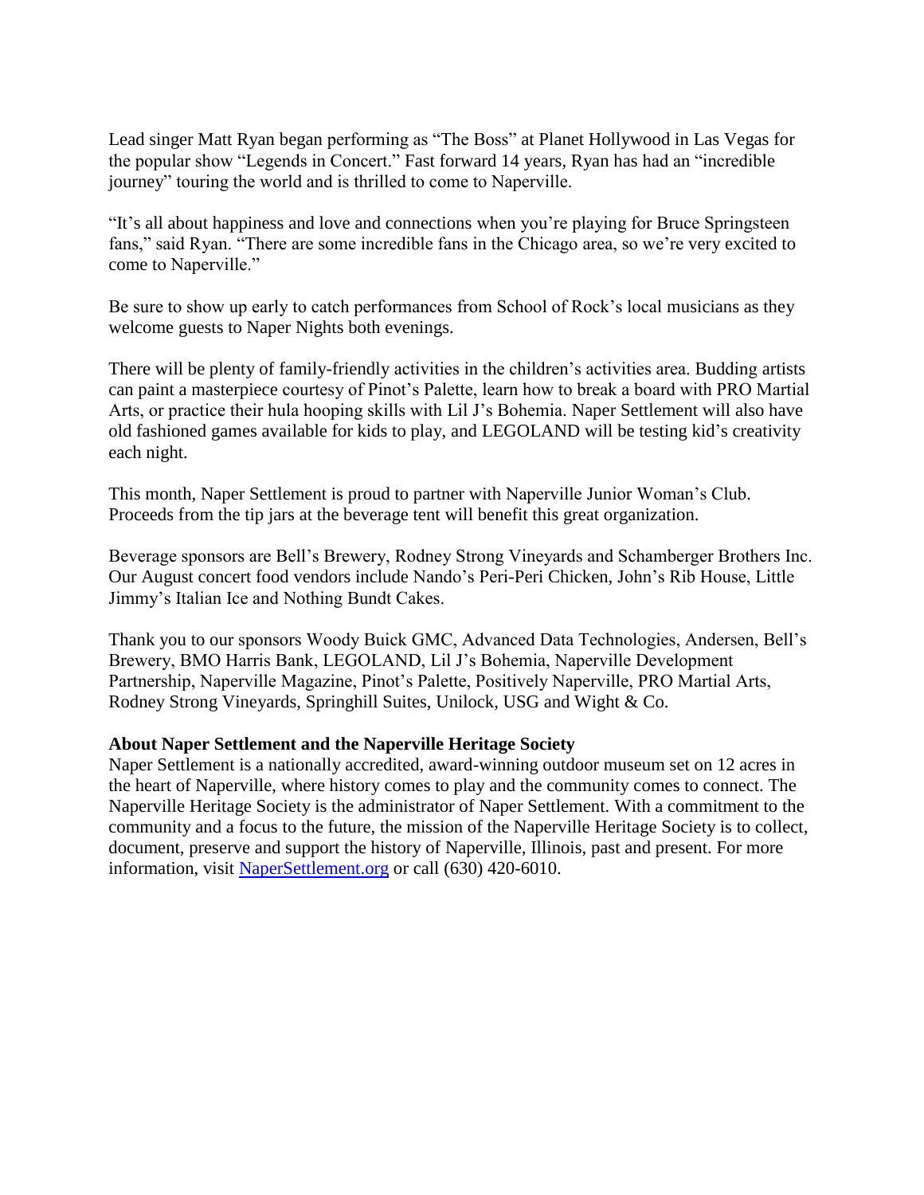Lead singer Matt Ryan began performing as "The Boss" at Planet Hollywood in Las Vegas for the popular show "Legends in Concert." Fast forward 14 years, Ryan has had an "incredible journey" touring the world and is thrilled to come to Naperville.

"It's all about happiness and love and connections when you're playing for Bruce Springsteen fans," said Ryan. "There are some incredible fans in the Chicago area, so we're very excited to come to Naperville."

Be sure to show up early to catch performances from School of Rock's local musicians as they welcome guests to Naper Nights both evenings.

There will be plenty of family-friendly activities in the children's activities area. Budding artists can paint a masterpiece courtesy of Pinot's Palette, learn how to break a board with PRO Martial Arts, or practice their hula hooping skills with Lil J's Bohemia. Naper Settlement will also have old fashioned games available for kids to play, and LEGOLAND will be testing kid's creativity each night.

This month, Naper Settlement is proud to partner with Naperville Junior Woman's Club. Proceeds from the tip jars at the beverage tent will benefit this great organization.

Beverage sponsors are Bell's Brewery, Rodney Strong Vineyards and Schamberger Brothers Inc. Our August concert food vendors include Nando's Peri-Peri Chicken, John's Rib House, Little Jimmy's Italian Ice and Nothing Bundt Cakes.

Thank you to our sponsors Woody Buick GMC, Advanced Data Technologies, Andersen, Bell's Brewery, BMO Harris Bank, LEGOLAND, Lil J's Bohemia, Naperville Development Partnership, Naperville Magazine, Pinot's Palette, Positively Naperville, PRO Martial Arts, Rodney Strong Vineyards, Springhill Suites, Unilock, USG and Wight & Co.

**About Naper Settlement and the Naperville Heritage Society**

Naper Settlement is a nationally accredited, award-winning outdoor museum set on 12 acres in the heart of Naperville, where history comes to play and the community comes to connect. The Naperville Heritage Society is the administrator of Naper Settlement. With a commitment to the community and a focus to the future, the mission of the Naperville Heritage Society is to collect, document, preserve and support the history of Naperville, Illinois, past and present. For more information, visit NaperSettlement.org or call (630) 420-6010.